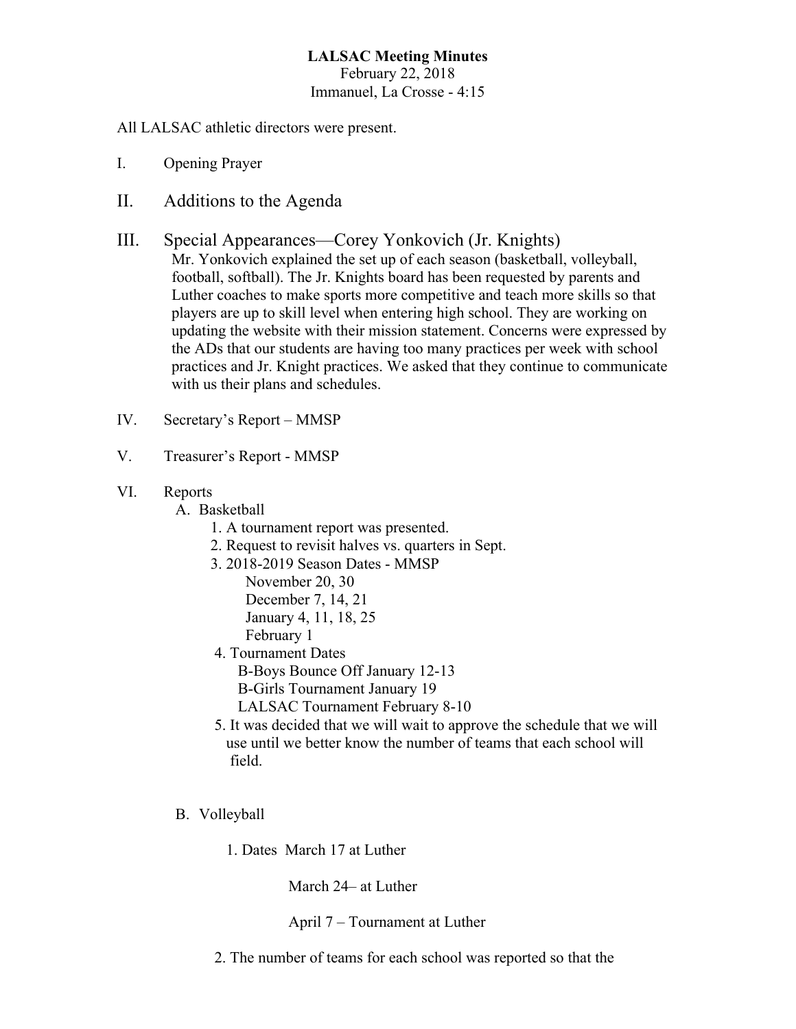**LALSAC Meeting Minutes**
February 22, 2018
Immanuel, La Crosse - 4:15

All LALSAC athletic directors were present.

I. Opening Prayer

II. Additions to the Agenda

III. Special Appearances—Corey Yonkovich (Jr. Knights)

Mr. Yonkovich explained the set up of each season (basketball, volleyball, football, softball). The Jr. Knights board has been requested by parents and Luther coaches to make sports more competitive and teach more skills so that players are up to skill level when entering high school. They are working on updating the website with their mission statement. Concerns were expressed by the ADs that our students are having too many practices per week with school practices and Jr. Knight practices. We asked that they continue to communicate with us their plans and schedules.

IV. Secretary's Report – MMSP

V. Treasurer's Report - MMSP

VI. Reports

A. Basketball

1. A tournament report was presented.
2. Request to revisit halves vs. quarters in Sept.
3. 2018-2019 Season Dates - MMSP
   - November 20, 30
   - December 7, 14, 21
   - January 4, 11, 18, 25
   - February 1
4. Tournament Dates
   - B-Boys Bounce Off January 12-13
   - B-Girls Tournament January 19
   - LALSAC Tournament February 8-10
5. It was decided that we will wait to approve the schedule that we will use until we better know the number of teams that each school will field.

B. Volleyball

1. Dates March 17 at Luther

   March 24– at Luther

   April 7 – Tournament at Luther

2. The number of teams for each school was reported so that the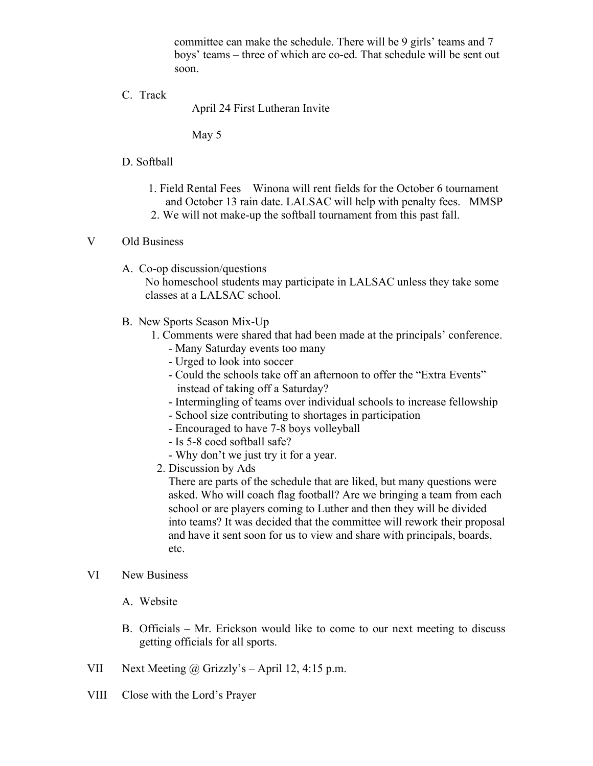committee can make the schedule. There will be 9 girls' teams and 7 boys' teams – three of which are co-ed. That schedule will be sent out soon.

C. Track

April 24 First Lutheran Invite

May 5

D. Softball

1. Field Rental Fees Winona will rent fields for the October 6 tournament and October 13 rain date. LALSAC will help with penalty fees. MMSP
2. We will not make-up the softball tournament from this past fall.

V Old Business

A. Co-op discussion/questions
No homeschool students may participate in LALSAC unless they take some classes at a LALSAC school.

B. New Sports Season Mix-Up
1. Comments were shared that had been made at the principals' conference.
   - Many Saturday events too many
   - Urged to look into soccer
   - Could the schools take off an afternoon to offer the "Extra Events" instead of taking off a Saturday?
   - Intermingling of teams over individual schools to increase fellowship
   - School size contributing to shortages in participation
   - Encouraged to have 7-8 boys volleyball
   - Is 5-8 coed softball safe?
   - Why don't we just try it for a year.
2. Discussion by Ads
   There are parts of the schedule that are liked, but many questions were asked. Who will coach flag football? Are we bringing a team from each school or are players coming to Luther and then they will be divided into teams? It was decided that the committee will rework their proposal and have it sent soon for us to view and share with principals, boards, etc.

VI New Business

A. Website

B. Officials – Mr. Erickson would like to come to our next meeting to discuss getting officials for all sports.

VII Next Meeting @ Grizzly's – April 12, 4:15 p.m.

VIII Close with the Lord's Prayer